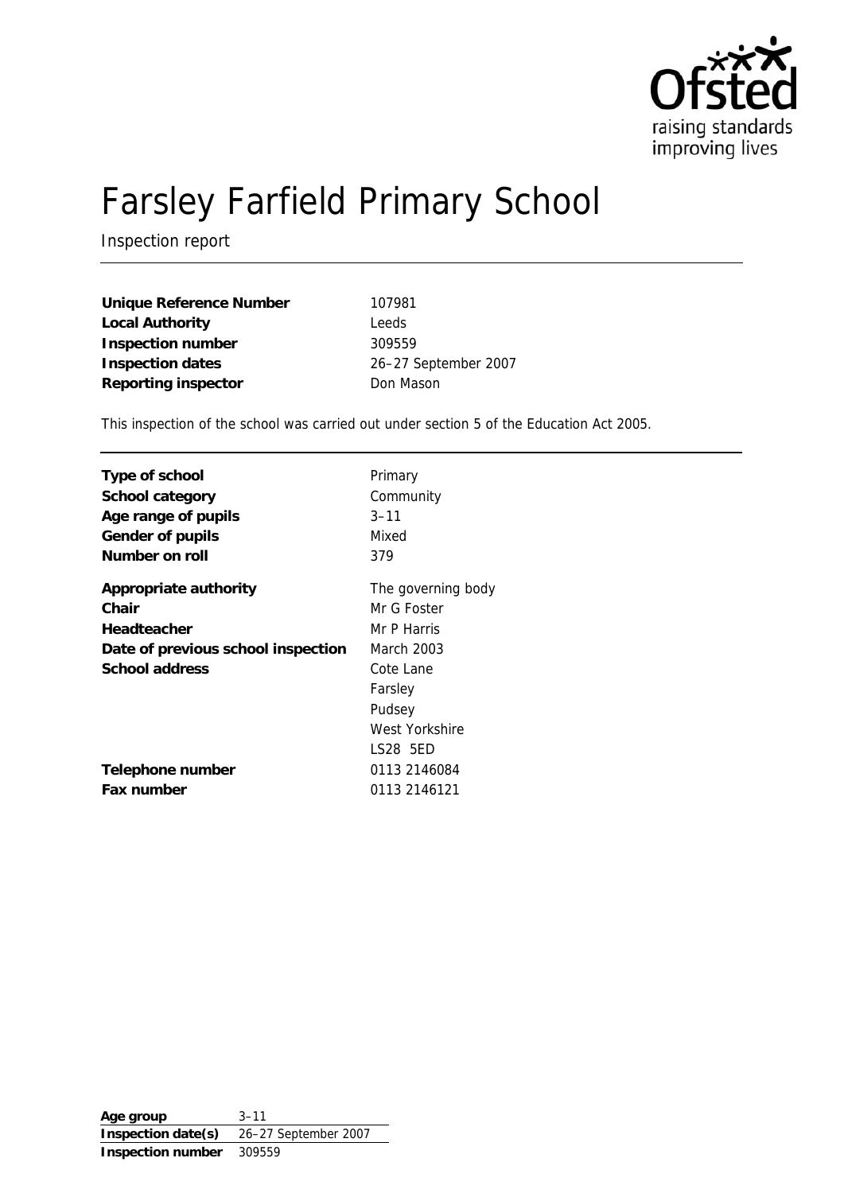# Farsley Farfield Primary School

Inspection report

| | |
|---|---|
| **Unique Reference Number** | 107981 |
| **Local Authority** | Leeds |
| **Inspection number** | 309559 |
| **Inspection dates** | 26–27 September 2007 |
| **Reporting inspector** | Don Mason |

This inspection of the school was carried out under section 5 of the Education Act 2005.

| | |
|---|---|
| **Type of school** | Primary |
| **School category** | Community |
| **Age range of pupils** | 3–11 |
| **Gender of pupils** | Mixed |
| **Number on roll** | 379 |
| **Appropriate authority** | The governing body |
| **Chair** | Mr G Foster |
| **Headteacher** | Mr P Harris |
| **Date of previous school inspection** | March 2003 |
| **School address** | Cote Lane<br>Farsley<br>Pudsey<br>West Yorkshire<br>LS28 5ED |
| **Telephone number** | 0113 2146084 |
| **Fax number** | 0113 2146121 |

| | |
|---|---|
| **Age group** | 3–11 |
| **Inspection date(s)** | 26–27 September 2007 |
| **Inspection number** | 309559 |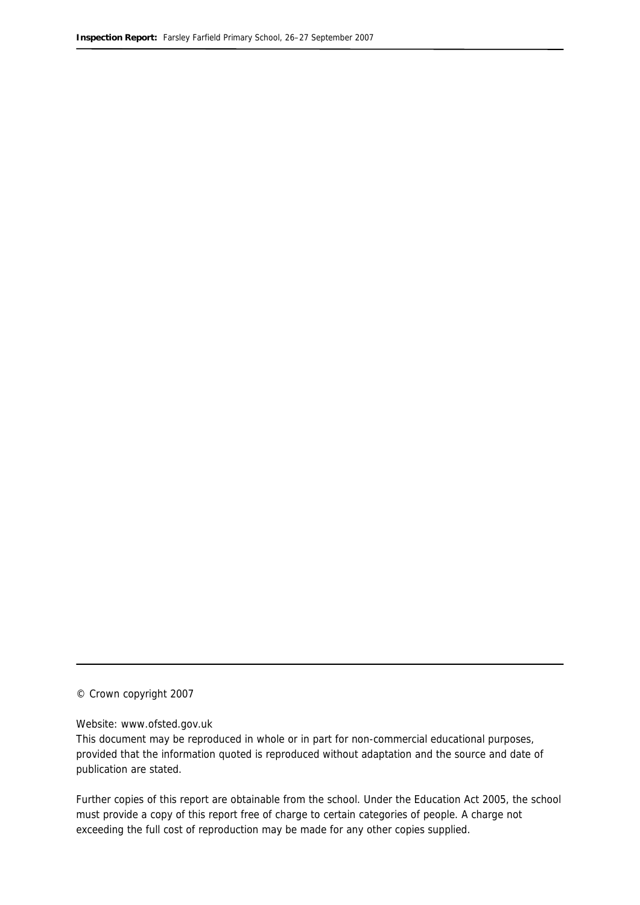© Crown copyright 2007

Website: www.ofsted.gov.uk

This document may be reproduced in whole or in part for non-commercial educational purposes, provided that the information quoted is reproduced without adaptation and the source and date of publication are stated.

Further copies of this report are obtainable from the school. Under the Education Act 2005, the school must provide a copy of this report free of charge to certain categories of people. A charge not exceeding the full cost of reproduction may be made for any other copies supplied.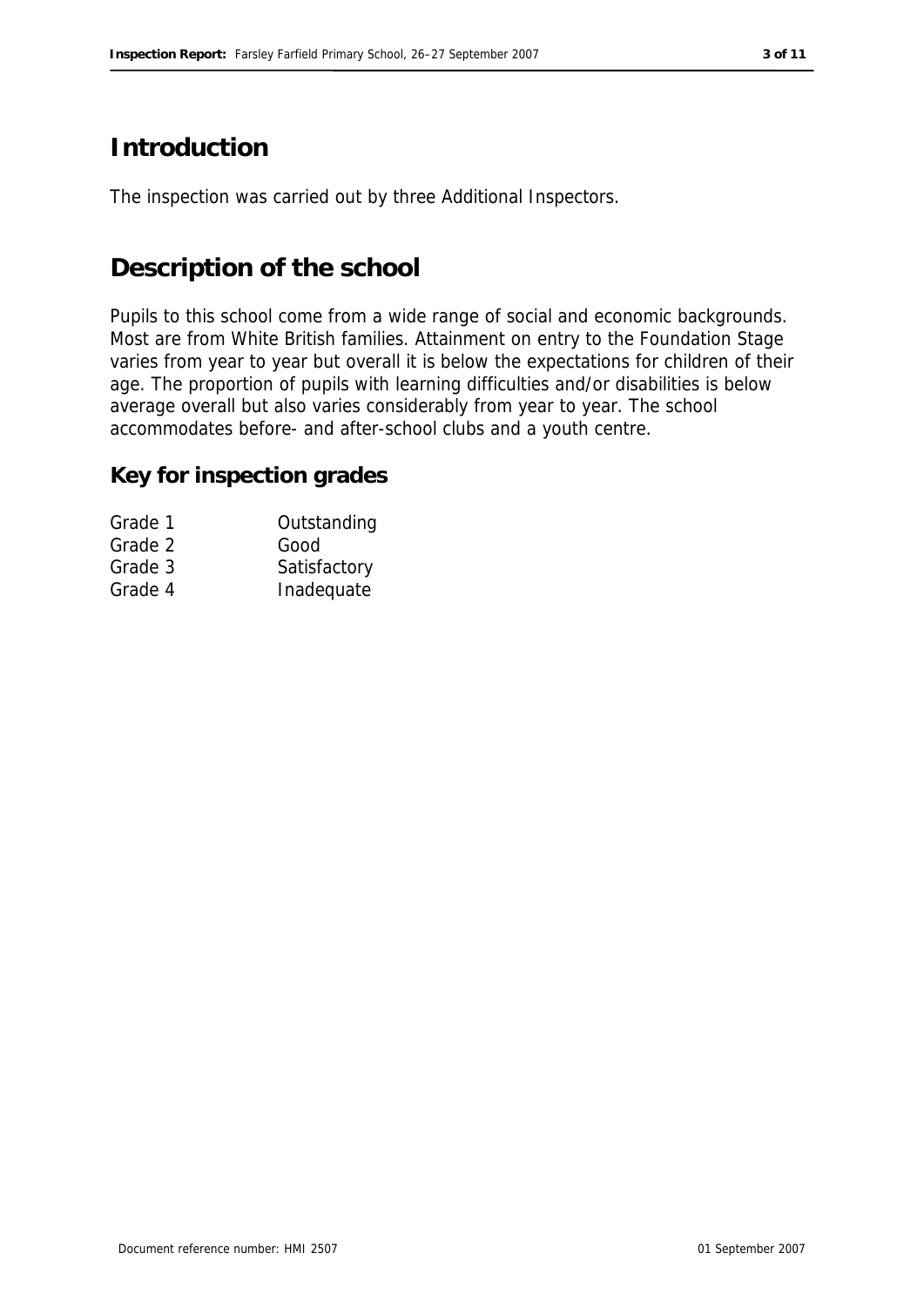## Introduction

The inspection was carried out by three Additional Inspectors.

## Description of the school

Pupils to this school come from a wide range of social and economic backgrounds. Most are from White British families. Attainment on entry to the Foundation Stage varies from year to year but overall it is below the expectations for children of their age. The proportion of pupils with learning difficulties and/or disabilities is below average overall but also varies considerably from year to year. The school accommodates before- and after-school clubs and a youth centre.

### Key for inspection grades

| | |
|---|---|
| Grade 1 | Outstanding |
| Grade 2 | Good |
| Grade 3 | Satisfactory |
| Grade 4 | Inadequate |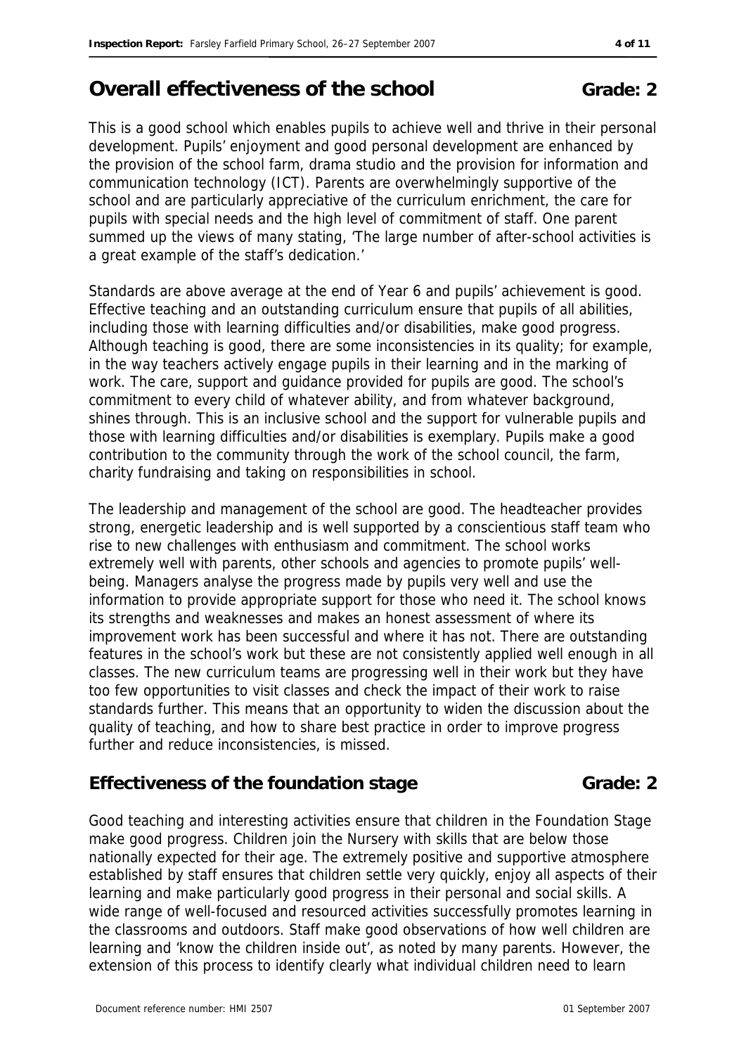## Overall effectiveness of the school Grade: 2

This is a good school which enables pupils to achieve well and thrive in their personal development. Pupils' enjoyment and good personal development are enhanced by the provision of the school farm, drama studio and the provision for information and communication technology (ICT). Parents are overwhelmingly supportive of the school and are particularly appreciative of the curriculum enrichment, the care for pupils with special needs and the high level of commitment of staff. One parent summed up the views of many stating, 'The large number of after-school activities is a great example of the staff's dedication.'

Standards are above average at the end of Year 6 and pupils' achievement is good. Effective teaching and an outstanding curriculum ensure that pupils of all abilities, including those with learning difficulties and/or disabilities, make good progress. Although teaching is good, there are some inconsistencies in its quality; for example, in the way teachers actively engage pupils in their learning and in the marking of work. The care, support and guidance provided for pupils are good. The school's commitment to every child of whatever ability, and from whatever background, shines through. This is an inclusive school and the support for vulnerable pupils and those with learning difficulties and/or disabilities is exemplary. Pupils make a good contribution to the community through the work of the school council, the farm, charity fundraising and taking on responsibilities in school.

The leadership and management of the school are good. The headteacher provides strong, energetic leadership and is well supported by a conscientious staff team who rise to new challenges with enthusiasm and commitment. The school works extremely well with parents, other schools and agencies to promote pupils' well-being. Managers analyse the progress made by pupils very well and use the information to provide appropriate support for those who need it. The school knows its strengths and weaknesses and makes an honest assessment of where its improvement work has been successful and where it has not. There are outstanding features in the school's work but these are not consistently applied well enough in all classes. The new curriculum teams are progressing well in their work but they have too few opportunities to visit classes and check the impact of their work to raise standards further. This means that an opportunity to widen the discussion about the quality of teaching, and how to share best practice in order to improve progress further and reduce inconsistencies, is missed.

## Effectiveness of the foundation stage Grade: 2

Good teaching and interesting activities ensure that children in the Foundation Stage make good progress. Children join the Nursery with skills that are below those nationally expected for their age. The extremely positive and supportive atmosphere established by staff ensures that children settle very quickly, enjoy all aspects of their learning and make particularly good progress in their personal and social skills. A wide range of well-focused and resourced activities successfully promotes learning in the classrooms and outdoors. Staff make good observations of how well children are learning and 'know the children inside out', as noted by many parents. However, the extension of this process to identify clearly what individual children need to learn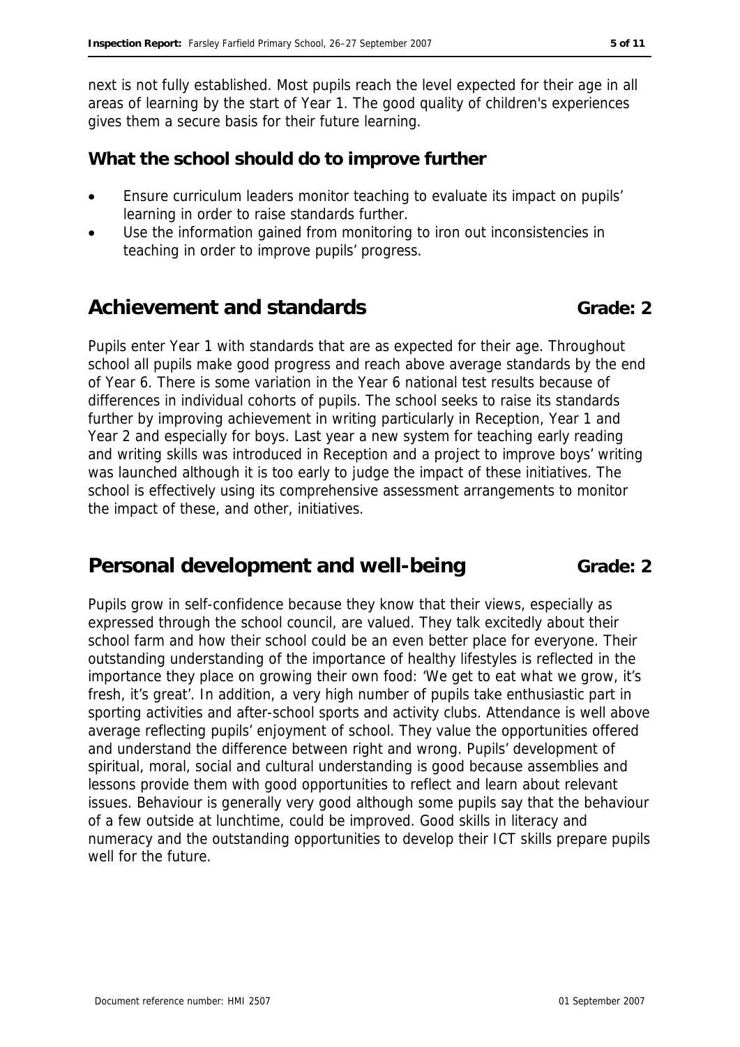next is not fully established. Most pupils reach the level expected for their age in all areas of learning by the start of Year 1. The good quality of children's experiences gives them a secure basis for their future learning.

### What the school should do to improve further

- Ensure curriculum leaders monitor teaching to evaluate its impact on pupils' learning in order to raise standards further.
- Use the information gained from monitoring to iron out inconsistencies in teaching in order to improve pupils' progress.

## Achievement and standards — Grade: 2

Pupils enter Year 1 with standards that are as expected for their age. Throughout school all pupils make good progress and reach above average standards by the end of Year 6. There is some variation in the Year 6 national test results because of differences in individual cohorts of pupils. The school seeks to raise its standards further by improving achievement in writing particularly in Reception, Year 1 and Year 2 and especially for boys. Last year a new system for teaching early reading and writing skills was introduced in Reception and a project to improve boys' writing was launched although it is too early to judge the impact of these initiatives. The school is effectively using its comprehensive assessment arrangements to monitor the impact of these, and other, initiatives.

## Personal development and well-being — Grade: 2

Pupils grow in self-confidence because they know that their views, especially as expressed through the school council, are valued. They talk excitedly about their school farm and how their school could be an even better place for everyone. Their outstanding understanding of the importance of healthy lifestyles is reflected in the importance they place on growing their own food: 'We get to eat what we grow, it's fresh, it's great'. In addition, a very high number of pupils take enthusiastic part in sporting activities and after-school sports and activity clubs. Attendance is well above average reflecting pupils' enjoyment of school. They value the opportunities offered and understand the difference between right and wrong. Pupils' development of spiritual, moral, social and cultural understanding is good because assemblies and lessons provide them with good opportunities to reflect and learn about relevant issues. Behaviour is generally very good although some pupils say that the behaviour of a few outside at lunchtime, could be improved. Good skills in literacy and numeracy and the outstanding opportunities to develop their ICT skills prepare pupils well for the future.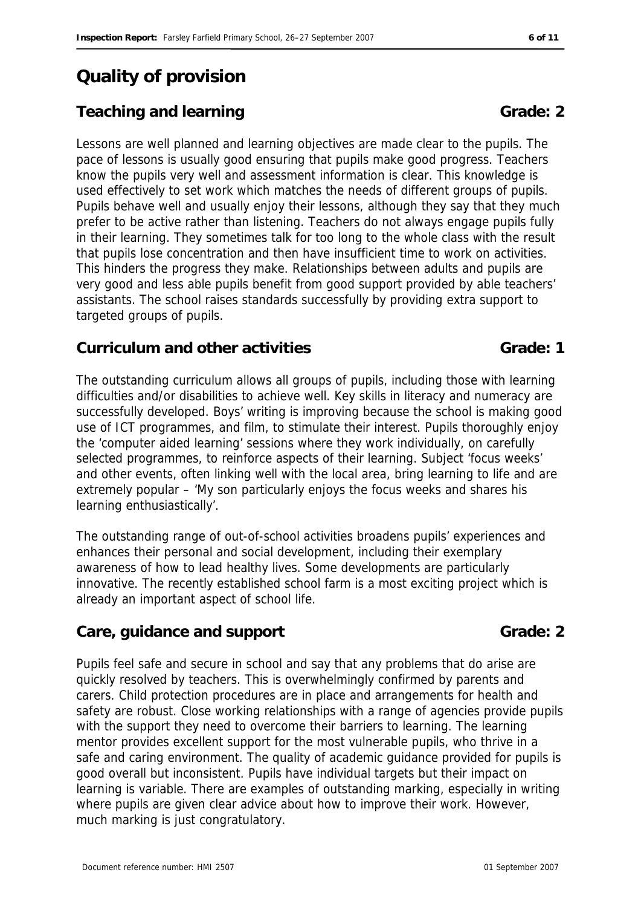# Quality of provision

## Teaching and learning — Grade: 2

Lessons are well planned and learning objectives are made clear to the pupils. The pace of lessons is usually good ensuring that pupils make good progress. Teachers know the pupils very well and assessment information is clear. This knowledge is used effectively to set work which matches the needs of different groups of pupils. Pupils behave well and usually enjoy their lessons, although they say that they much prefer to be active rather than listening. Teachers do not always engage pupils fully in their learning. They sometimes talk for too long to the whole class with the result that pupils lose concentration and then have insufficient time to work on activities. This hinders the progress they make. Relationships between adults and pupils are very good and less able pupils benefit from good support provided by able teachers' assistants. The school raises standards successfully by providing extra support to targeted groups of pupils.

## Curriculum and other activities — Grade: 1

The outstanding curriculum allows all groups of pupils, including those with learning difficulties and/or disabilities to achieve well. Key skills in literacy and numeracy are successfully developed. Boys' writing is improving because the school is making good use of ICT programmes, and film, to stimulate their interest. Pupils thoroughly enjoy the 'computer aided learning' sessions where they work individually, on carefully selected programmes, to reinforce aspects of their learning. Subject 'focus weeks' and other events, often linking well with the local area, bring learning to life and are extremely popular – 'My son particularly enjoys the focus weeks and shares his learning enthusiastically'.

The outstanding range of out-of-school activities broadens pupils' experiences and enhances their personal and social development, including their exemplary awareness of how to lead healthy lives. Some developments are particularly innovative. The recently established school farm is a most exciting project which is already an important aspect of school life.

## Care, guidance and support — Grade: 2

Pupils feel safe and secure in school and say that any problems that do arise are quickly resolved by teachers. This is overwhelmingly confirmed by parents and carers. Child protection procedures are in place and arrangements for health and safety are robust. Close working relationships with a range of agencies provide pupils with the support they need to overcome their barriers to learning. The learning mentor provides excellent support for the most vulnerable pupils, who thrive in a safe and caring environment. The quality of academic guidance provided for pupils is good overall but inconsistent. Pupils have individual targets but their impact on learning is variable. There are examples of outstanding marking, especially in writing where pupils are given clear advice about how to improve their work. However, much marking is just congratulatory.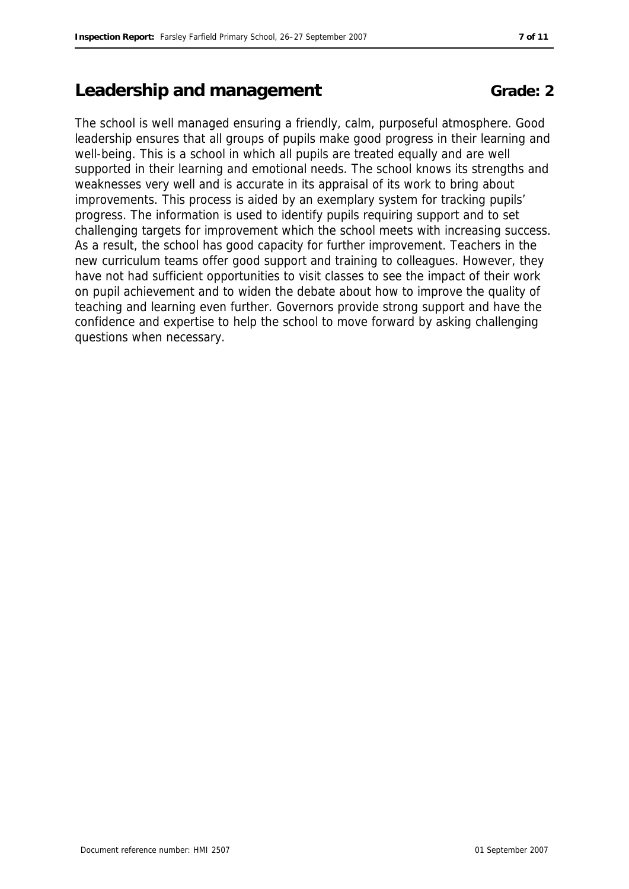## Leadership and management Grade: 2

The school is well managed ensuring a friendly, calm, purposeful atmosphere. Good leadership ensures that all groups of pupils make good progress in their learning and well-being. This is a school in which all pupils are treated equally and are well supported in their learning and emotional needs. The school knows its strengths and weaknesses very well and is accurate in its appraisal of its work to bring about improvements. This process is aided by an exemplary system for tracking pupils' progress. The information is used to identify pupils requiring support and to set challenging targets for improvement which the school meets with increasing success. As a result, the school has good capacity for further improvement. Teachers in the new curriculum teams offer good support and training to colleagues. However, they have not had sufficient opportunities to visit classes to see the impact of their work on pupil achievement and to widen the debate about how to improve the quality of teaching and learning even further. Governors provide strong support and have the confidence and expertise to help the school to move forward by asking challenging questions when necessary.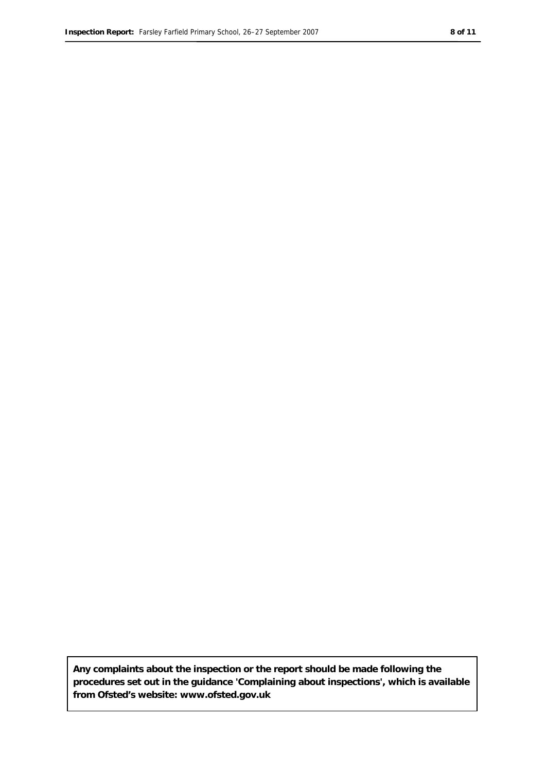**Any complaints about the inspection or the report should be made following the procedures set out in the guidance 'Complaining about inspections', which is available from Ofsted's website: www.ofsted.gov.uk**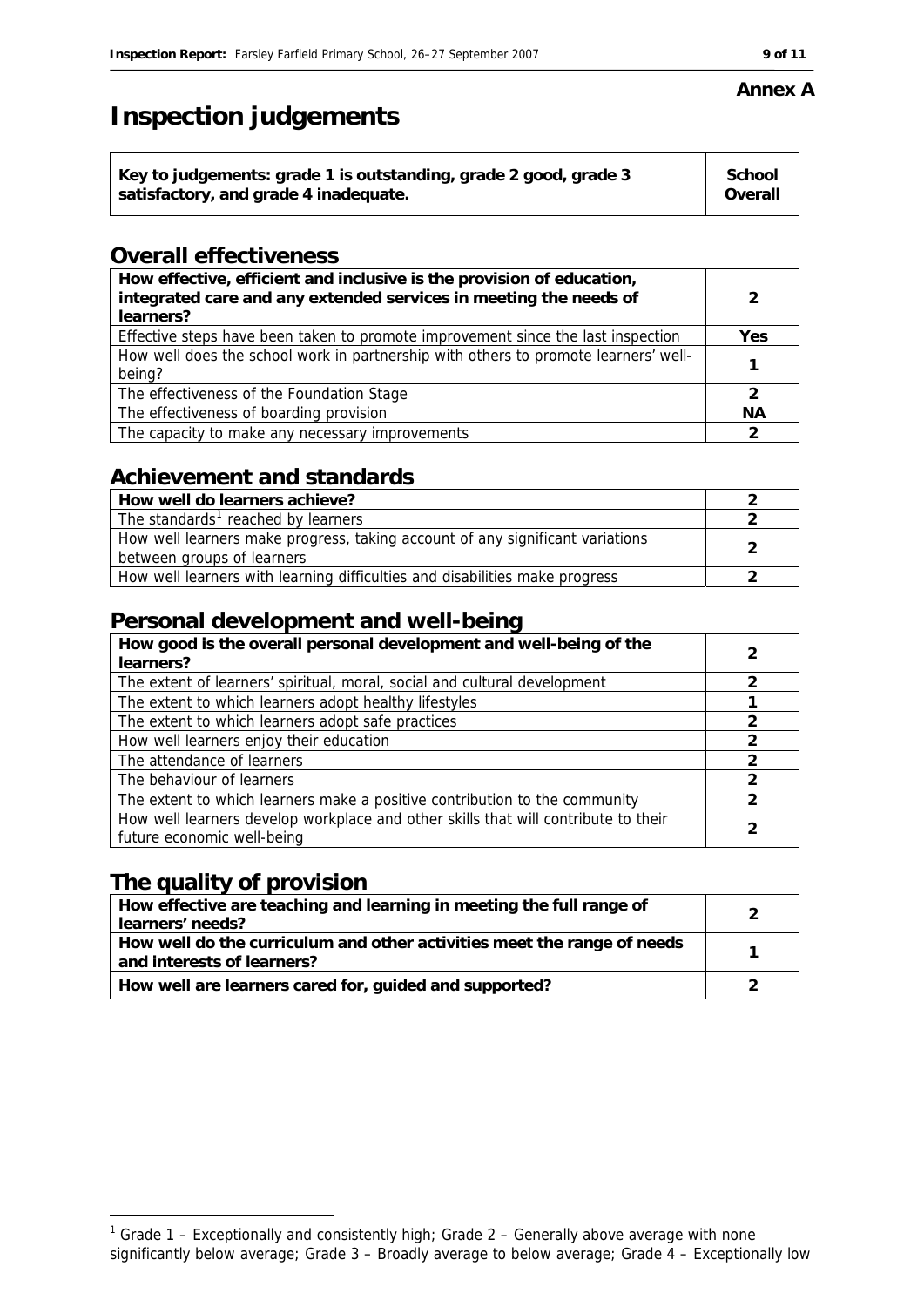**Annex A**

# Inspection judgements

| Key to judgements: grade 1 is outstanding, grade 2 good, grade 3 satisfactory, and grade 4 inadequate. | School Overall |
|---|---|

## Overall effectiveness

| | |
|---|---|
| **How effective, efficient and inclusive is the provision of education, integrated care and any extended services in meeting the needs of learners?** | 2 |
| Effective steps have been taken to promote improvement since the last inspection | Yes |
| How well does the school work in partnership with others to promote learners' well-being? | 1 |
| The effectiveness of the Foundation Stage | 2 |
| The effectiveness of boarding provision | NA |
| The capacity to make any necessary improvements | 2 |

## Achievement and standards

| | |
|---|---|
| **How well do learners achieve?** | 2 |
| The standards[1] reached by learners | 2 |
| How well learners make progress, taking account of any significant variations between groups of learners | 2 |
| How well learners with learning difficulties and disabilities make progress | 2 |

## Personal development and well-being

| | |
|---|---|
| **How good is the overall personal development and well-being of the learners?** | 2 |
| The extent of learners' spiritual, moral, social and cultural development | 2 |
| The extent to which learners adopt healthy lifestyles | 1 |
| The extent to which learners adopt safe practices | 2 |
| How well learners enjoy their education | 2 |
| The attendance of learners | 2 |
| The behaviour of learners | 2 |
| The extent to which learners make a positive contribution to the community | 2 |
| How well learners develop workplace and other skills that will contribute to their future economic well-being | 2 |

## The quality of provision

| | |
|---|---|
| **How effective are teaching and learning in meeting the full range of learners' needs?** | 2 |
| **How well do the curriculum and other activities meet the range of needs and interests of learners?** | 1 |
| **How well are learners cared for, guided and supported?** | 2 |

[1] Grade 1 – Exceptionally and consistently high; Grade 2 – Generally above average with none significantly below average; Grade 3 – Broadly average to below average; Grade 4 – Exceptionally low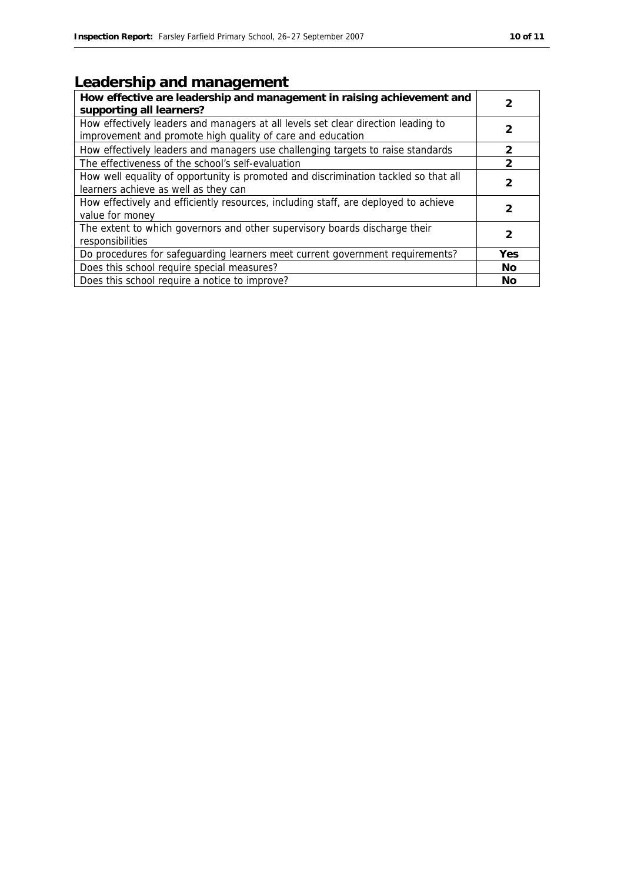## Leadership and management

| **How effective are leadership and management in raising achievement and supporting all learners?** | **2** |
|---|---|
| How effectively leaders and managers at all levels set clear direction leading to improvement and promote high quality of care and education | **2** |
| How effectively leaders and managers use challenging targets to raise standards | **2** |
| The effectiveness of the school's self-evaluation | **2** |
| How well equality of opportunity is promoted and discrimination tackled so that all learners achieve as well as they can | **2** |
| How effectively and efficiently resources, including staff, are deployed to achieve value for money | **2** |
| The extent to which governors and other supervisory boards discharge their responsibilities | **2** |
| Do procedures for safeguarding learners meet current government requirements? | **Yes** |
| Does this school require special measures? | **No** |
| Does this school require a notice to improve? | **No** |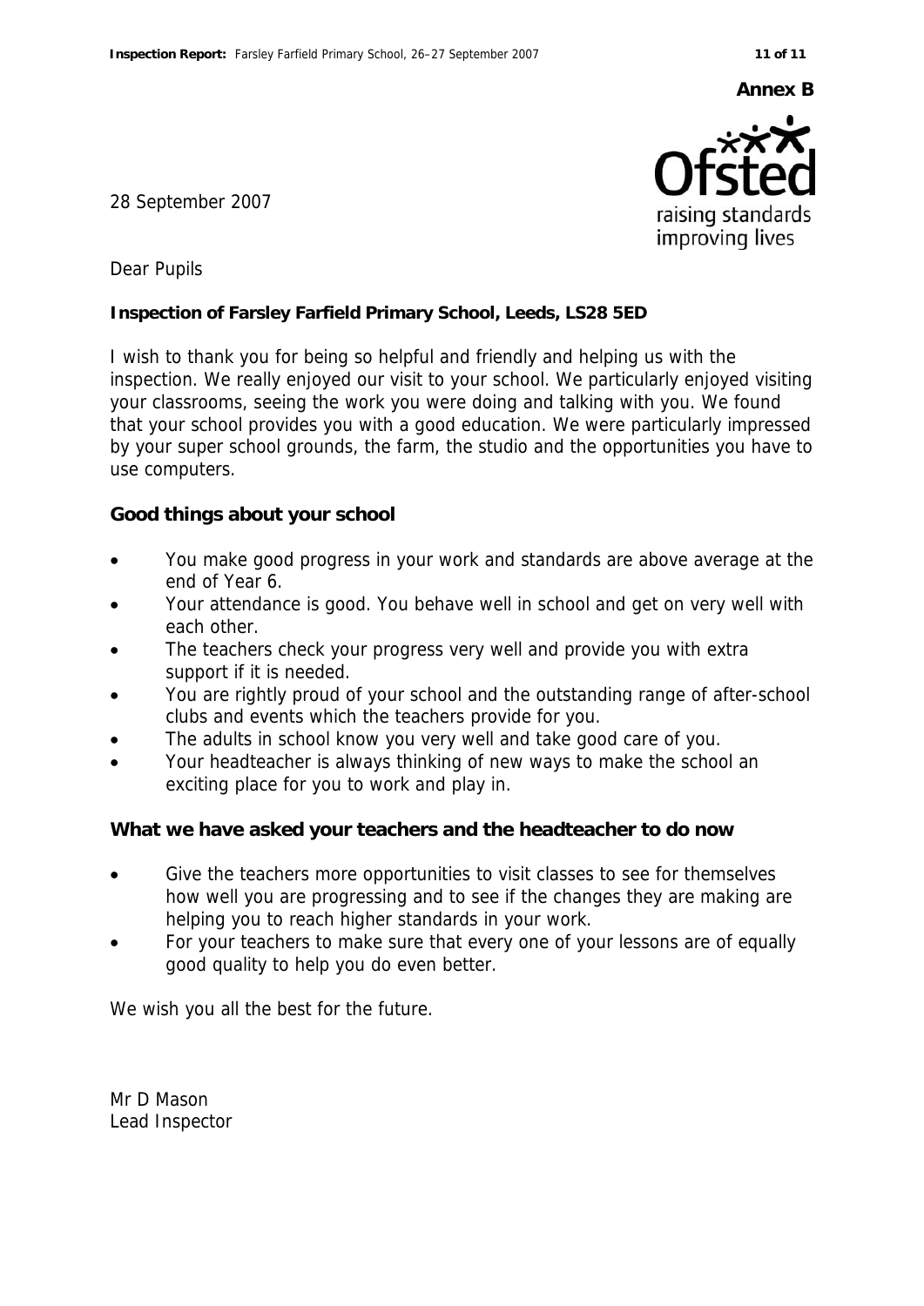Annex B

28 September 2007

Dear Pupils

**Inspection of Farsley Farfield Primary School, Leeds, LS28 5ED**

I wish to thank you for being so helpful and friendly and helping us with the inspection. We really enjoyed our visit to your school. We particularly enjoyed visiting your classrooms, seeing the work you were doing and talking with you. We found that your school provides you with a good education. We were particularly impressed by your super school grounds, the farm, the studio and the opportunities you have to use computers.

**Good things about your school**

- You make good progress in your work and standards are above average at the end of Year 6.
- Your attendance is good. You behave well in school and get on very well with each other.
- The teachers check your progress very well and provide you with extra support if it is needed.
- You are rightly proud of your school and the outstanding range of after-school clubs and events which the teachers provide for you.
- The adults in school know you very well and take good care of you.
- Your headteacher is always thinking of new ways to make the school an exciting place for you to work and play in.

**What we have asked your teachers and the headteacher to do now**

- Give the teachers more opportunities to visit classes to see for themselves how well you are progressing and to see if the changes they are making are helping you to reach higher standards in your work.
- For your teachers to make sure that every one of your lessons are of equally good quality to help you do even better.

We wish you all the best for the future.

Mr D Mason
Lead Inspector